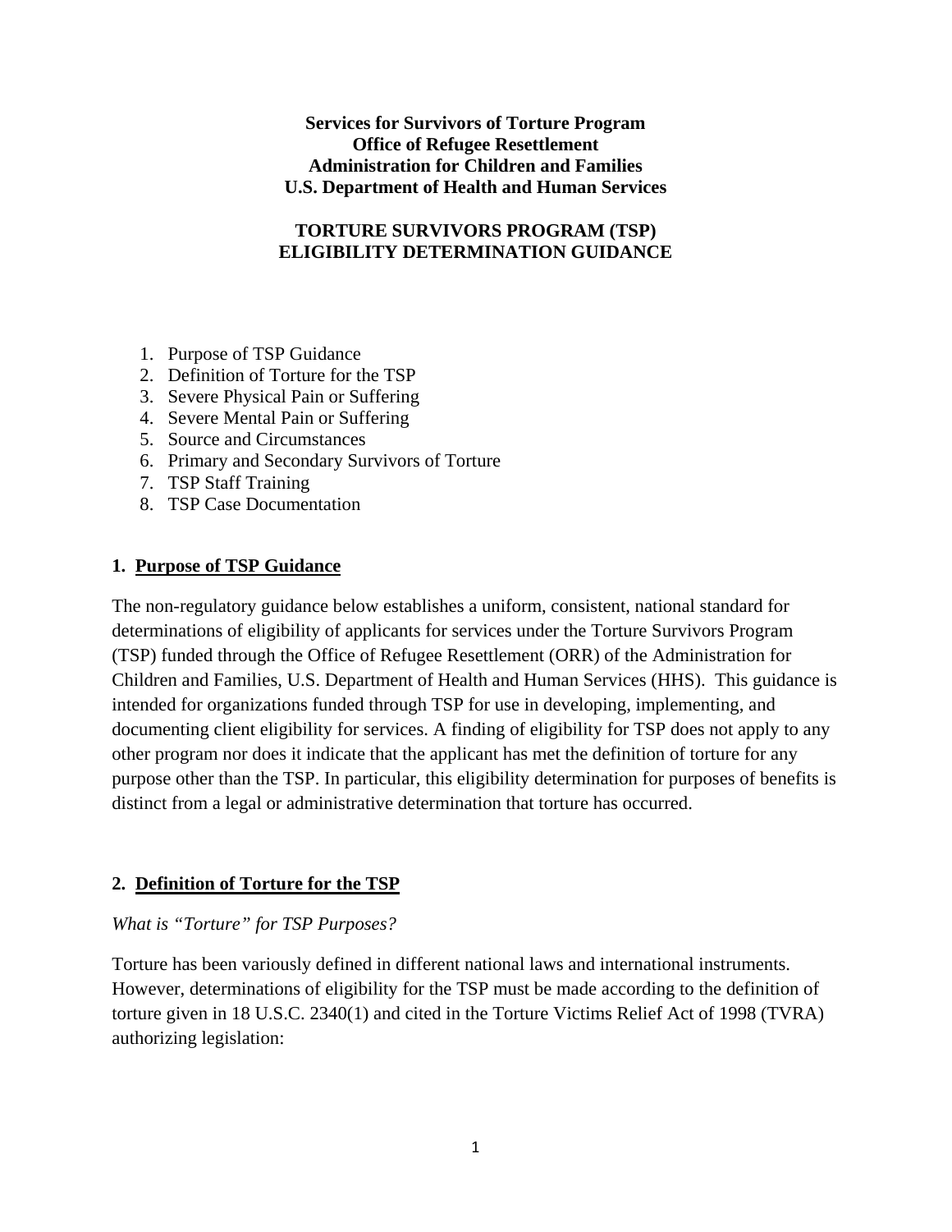**Services for Survivors of Torture Program**
**Office of Refugee Resettlement**
**Administration for Children and Families**
**U.S. Department of Health and Human Services**

# TORTURE SURVIVORS PROGRAM (TSP) ELIGIBILITY DETERMINATION GUIDANCE

1. Purpose of TSP Guidance
2. Definition of Torture for the TSP
3. Severe Physical Pain or Suffering
4. Severe Mental Pain or Suffering
5. Source and Circumstances
6. Primary and Secondary Survivors of Torture
7. TSP Staff Training
8. TSP Case Documentation

## 1. Purpose of TSP Guidance

The non-regulatory guidance below establishes a uniform, consistent, national standard for determinations of eligibility of applicants for services under the Torture Survivors Program (TSP) funded through the Office of Refugee Resettlement (ORR) of the Administration for Children and Families, U.S. Department of Health and Human Services (HHS). This guidance is intended for organizations funded through TSP for use in developing, implementing, and documenting client eligibility for services. A finding of eligibility for TSP does not apply to any other program nor does it indicate that the applicant has met the definition of torture for any purpose other than the TSP. In particular, this eligibility determination for purposes of benefits is distinct from a legal or administrative determination that torture has occurred.

## 2. Definition of Torture for the TSP

*What is "Torture" for TSP Purposes?*

Torture has been variously defined in different national laws and international instruments. However, determinations of eligibility for the TSP must be made according to the definition of torture given in 18 U.S.C. 2340(1) and cited in the Torture Victims Relief Act of 1998 (TVRA) authorizing legislation: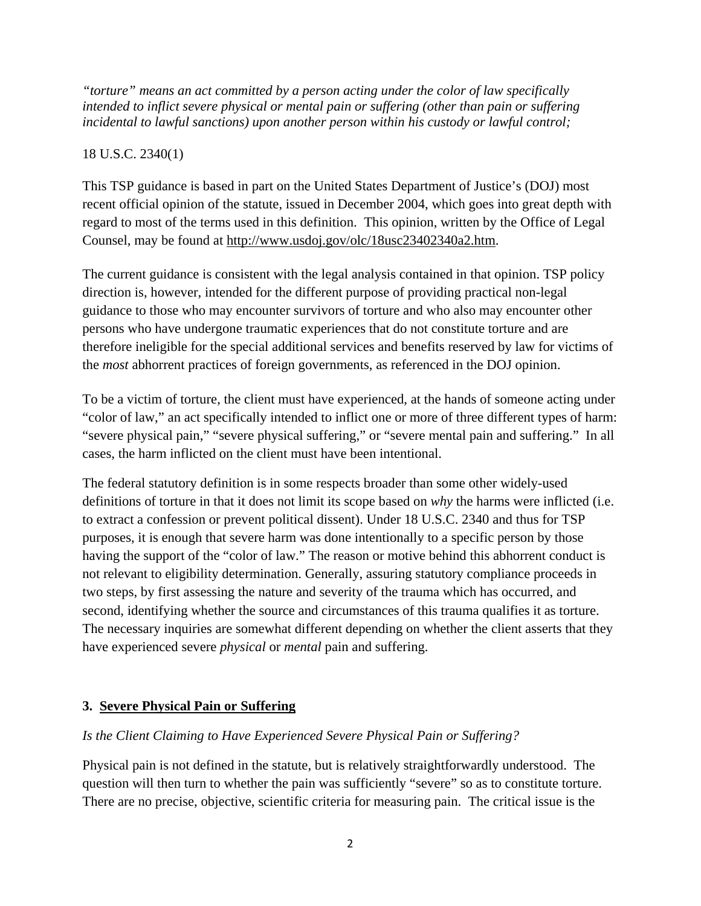*"torture" means an act committed by a person acting under the color of law specifically intended to inflict severe physical or mental pain or suffering (other than pain or suffering incidental to lawful sanctions) upon another person within his custody or lawful control;*

18 U.S.C. 2340(1)

This TSP guidance is based in part on the United States Department of Justice's (DOJ) most recent official opinion of the statute, issued in December 2004, which goes into great depth with regard to most of the terms used in this definition. This opinion, written by the Office of Legal Counsel, may be found at http://www.usdoj.gov/olc/18usc23402340a2.htm.

The current guidance is consistent with the legal analysis contained in that opinion. TSP policy direction is, however, intended for the different purpose of providing practical non-legal guidance to those who may encounter survivors of torture and who also may encounter other persons who have undergone traumatic experiences that do not constitute torture and are therefore ineligible for the special additional services and benefits reserved by law for victims of the *most* abhorrent practices of foreign governments, as referenced in the DOJ opinion.

To be a victim of torture, the client must have experienced, at the hands of someone acting under "color of law," an act specifically intended to inflict one or more of three different types of harm: "severe physical pain," "severe physical suffering," or "severe mental pain and suffering." In all cases, the harm inflicted on the client must have been intentional.

The federal statutory definition is in some respects broader than some other widely-used definitions of torture in that it does not limit its scope based on *why* the harms were inflicted (i.e. to extract a confession or prevent political dissent). Under 18 U.S.C. 2340 and thus for TSP purposes, it is enough that severe harm was done intentionally to a specific person by those having the support of the "color of law." The reason or motive behind this abhorrent conduct is not relevant to eligibility determination. Generally, assuring statutory compliance proceeds in two steps, by first assessing the nature and severity of the trauma which has occurred, and second, identifying whether the source and circumstances of this trauma qualifies it as torture. The necessary inquiries are somewhat different depending on whether the client asserts that they have experienced severe *physical* or *mental* pain and suffering.

## 3. Severe Physical Pain or Suffering

*Is the Client Claiming to Have Experienced Severe Physical Pain or Suffering?*

Physical pain is not defined in the statute, but is relatively straightforwardly understood. The question will then turn to whether the pain was sufficiently "severe" so as to constitute torture. There are no precise, objective, scientific criteria for measuring pain. The critical issue is the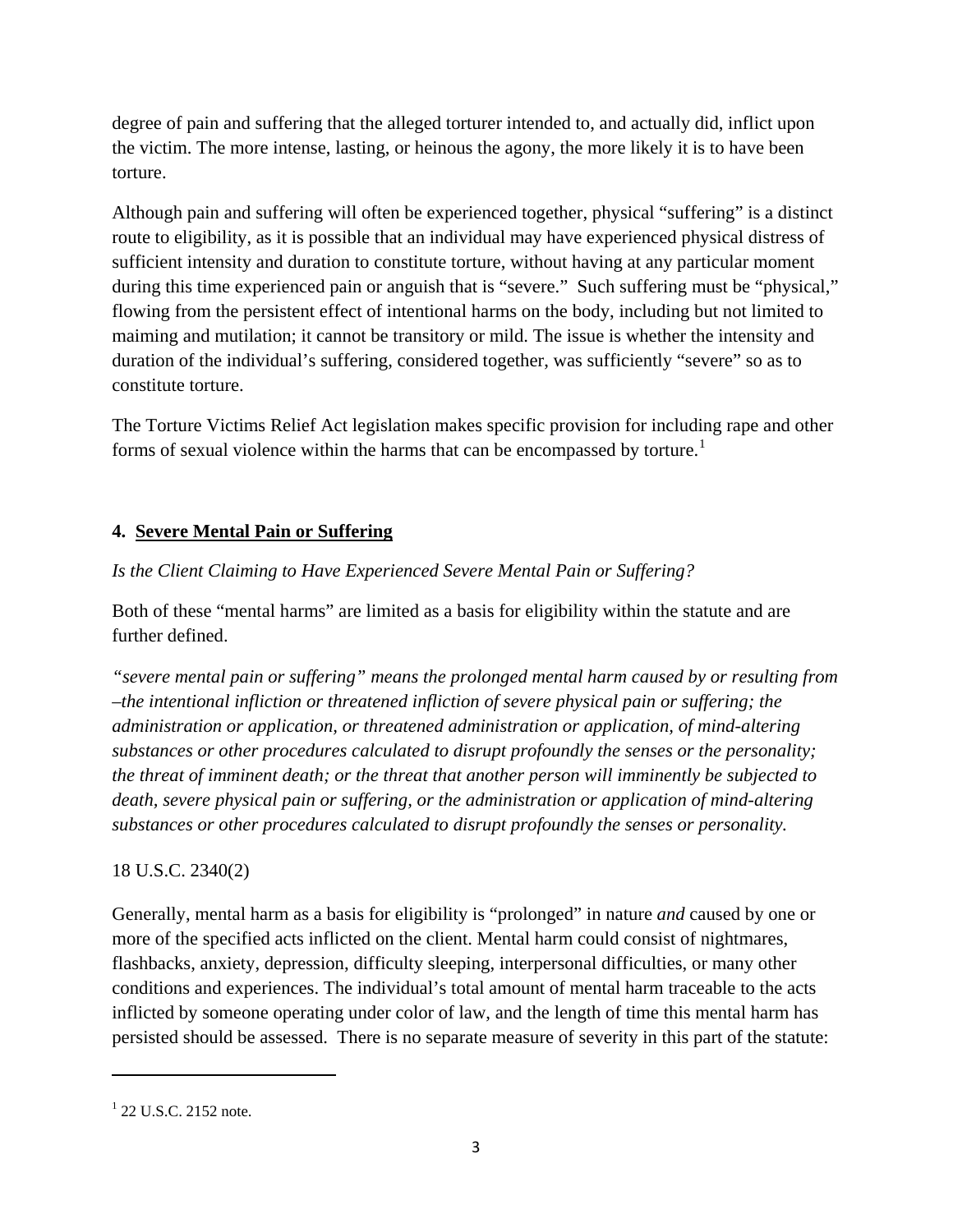degree of pain and suffering that the alleged torturer intended to, and actually did, inflict upon the victim. The more intense, lasting, or heinous the agony, the more likely it is to have been torture.

Although pain and suffering will often be experienced together, physical "suffering" is a distinct route to eligibility, as it is possible that an individual may have experienced physical distress of sufficient intensity and duration to constitute torture, without having at any particular moment during this time experienced pain or anguish that is "severe." Such suffering must be "physical," flowing from the persistent effect of intentional harms on the body, including but not limited to maiming and mutilation; it cannot be transitory or mild. The issue is whether the intensity and duration of the individual's suffering, considered together, was sufficiently "severe" so as to constitute torture.

The Torture Victims Relief Act legislation makes specific provision for including rape and other forms of sexual violence within the harms that can be encompassed by torture.[1]

### 4. <u>Severe Mental Pain or Suffering</u>

*Is the Client Claiming to Have Experienced Severe Mental Pain or Suffering?*

Both of these "mental harms" are limited as a basis for eligibility within the statute and are further defined.

*"severe mental pain or suffering" means the prolonged mental harm caused by or resulting from –the intentional infliction or threatened infliction of severe physical pain or suffering; the administration or application, or threatened administration or application, of mind-altering substances or other procedures calculated to disrupt profoundly the senses or the personality; the threat of imminent death; or the threat that another person will imminently be subjected to death, severe physical pain or suffering, or the administration or application of mind-altering substances or other procedures calculated to disrupt profoundly the senses or personality.*

18 U.S.C. 2340(2)

Generally, mental harm as a basis for eligibility is "prolonged" in nature *and* caused by one or more of the specified acts inflicted on the client. Mental harm could consist of nightmares, flashbacks, anxiety, depression, difficulty sleeping, interpersonal difficulties, or many other conditions and experiences. The individual's total amount of mental harm traceable to the acts inflicted by someone operating under color of law, and the length of time this mental harm has persisted should be assessed. There is no separate measure of severity in this part of the statute:

---

[1] 22 U.S.C. 2152 note.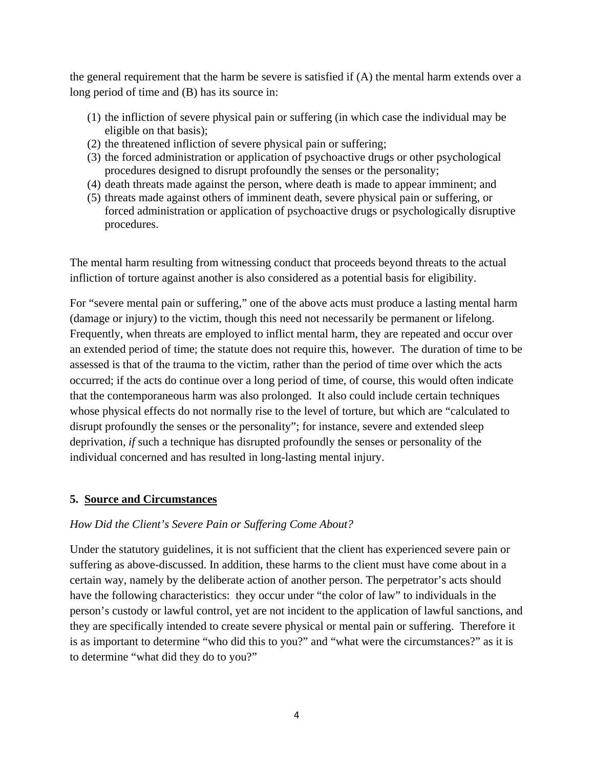the general requirement that the harm be severe is satisfied if (A) the mental harm extends over a long period of time and (B) has its source in:

(1) the infliction of severe physical pain or suffering (in which case the individual may be eligible on that basis);
(2) the threatened infliction of severe physical pain or suffering;
(3) the forced administration or application of psychoactive drugs or other psychological procedures designed to disrupt profoundly the senses or the personality;
(4) death threats made against the person, where death is made to appear imminent; and
(5) threats made against others of imminent death, severe physical pain or suffering, or forced administration or application of psychoactive drugs or psychologically disruptive procedures.

The mental harm resulting from witnessing conduct that proceeds beyond threats to the actual infliction of torture against another is also considered as a potential basis for eligibility.

For "severe mental pain or suffering," one of the above acts must produce a lasting mental harm (damage or injury) to the victim, though this need not necessarily be permanent or lifelong. Frequently, when threats are employed to inflict mental harm, they are repeated and occur over an extended period of time; the statute does not require this, however. The duration of time to be assessed is that of the trauma to the victim, rather than the period of time over which the acts occurred; if the acts do continue over a long period of time, of course, this would often indicate that the contemporaneous harm was also prolonged. It also could include certain techniques whose physical effects do not normally rise to the level of torture, but which are "calculated to disrupt profoundly the senses or the personality"; for instance, severe and extended sleep deprivation, *if* such a technique has disrupted profoundly the senses or personality of the individual concerned and has resulted in long-lasting mental injury.

## 5. <u>Source and Circumstances</u>

*How Did the Client's Severe Pain or Suffering Come About?*

Under the statutory guidelines, it is not sufficient that the client has experienced severe pain or suffering as above-discussed. In addition, these harms to the client must have come about in a certain way, namely by the deliberate action of another person. The perpetrator's acts should have the following characteristics: they occur under "the color of law" to individuals in the person's custody or lawful control, yet are not incident to the application of lawful sanctions, and they are specifically intended to create severe physical or mental pain or suffering. Therefore it is as important to determine "who did this to you?" and "what were the circumstances?" as it is to determine "what did they do to you?"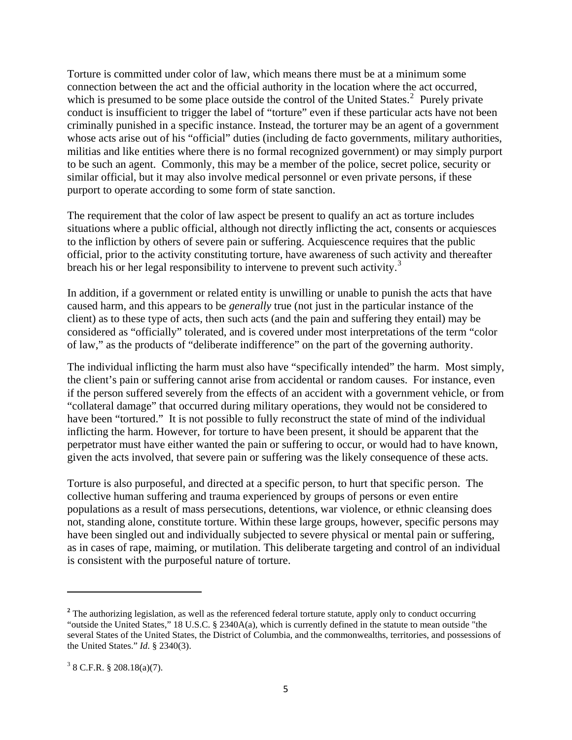Torture is committed under color of law, which means there must be at a minimum some connection between the act and the official authority in the location where the act occurred, which is presumed to be some place outside the control of the United States.[2] Purely private conduct is insufficient to trigger the label of "torture" even if these particular acts have not been criminally punished in a specific instance. Instead, the torturer may be an agent of a government whose acts arise out of his "official" duties (including de facto governments, military authorities, militias and like entities where there is no formal recognized government) or may simply purport to be such an agent. Commonly, this may be a member of the police, secret police, security or similar official, but it may also involve medical personnel or even private persons, if these purport to operate according to some form of state sanction.

The requirement that the color of law aspect be present to qualify an act as torture includes situations where a public official, although not directly inflicting the act, consents or acquiesces to the infliction by others of severe pain or suffering. Acquiescence requires that the public official, prior to the activity constituting torture, have awareness of such activity and thereafter breach his or her legal responsibility to intervene to prevent such activity.[3]

In addition, if a government or related entity is unwilling or unable to punish the acts that have caused harm, and this appears to be *generally* true (not just in the particular instance of the client) as to these type of acts, then such acts (and the pain and suffering they entail) may be considered as "officially" tolerated, and is covered under most interpretations of the term "color of law," as the products of "deliberate indifference" on the part of the governing authority.

The individual inflicting the harm must also have "specifically intended" the harm. Most simply, the client's pain or suffering cannot arise from accidental or random causes. For instance, even if the person suffered severely from the effects of an accident with a government vehicle, or from "collateral damage" that occurred during military operations, they would not be considered to have been "tortured." It is not possible to fully reconstruct the state of mind of the individual inflicting the harm. However, for torture to have been present, it should be apparent that the perpetrator must have either wanted the pain or suffering to occur, or would had to have known, given the acts involved, that severe pain or suffering was the likely consequence of these acts.

Torture is also purposeful, and directed at a specific person, to hurt that specific person. The collective human suffering and trauma experienced by groups of persons or even entire populations as a result of mass persecutions, detentions, war violence, or ethnic cleansing does not, standing alone, constitute torture. Within these large groups, however, specific persons may have been singled out and individually subjected to severe physical or mental pain or suffering, as in cases of rape, maiming, or mutilation. This deliberate targeting and control of an individual is consistent with the purposeful nature of torture.

---

[2] The authorizing legislation, as well as the referenced federal torture statute, apply only to conduct occurring "outside the United States," 18 U.S.C. § 2340A(a), which is currently defined in the statute to mean outside "the several States of the United States, the District of Columbia, and the commonwealths, territories, and possessions of the United States." *Id.* § 2340(3).

[3] 8 C.F.R. § 208.18(a)(7).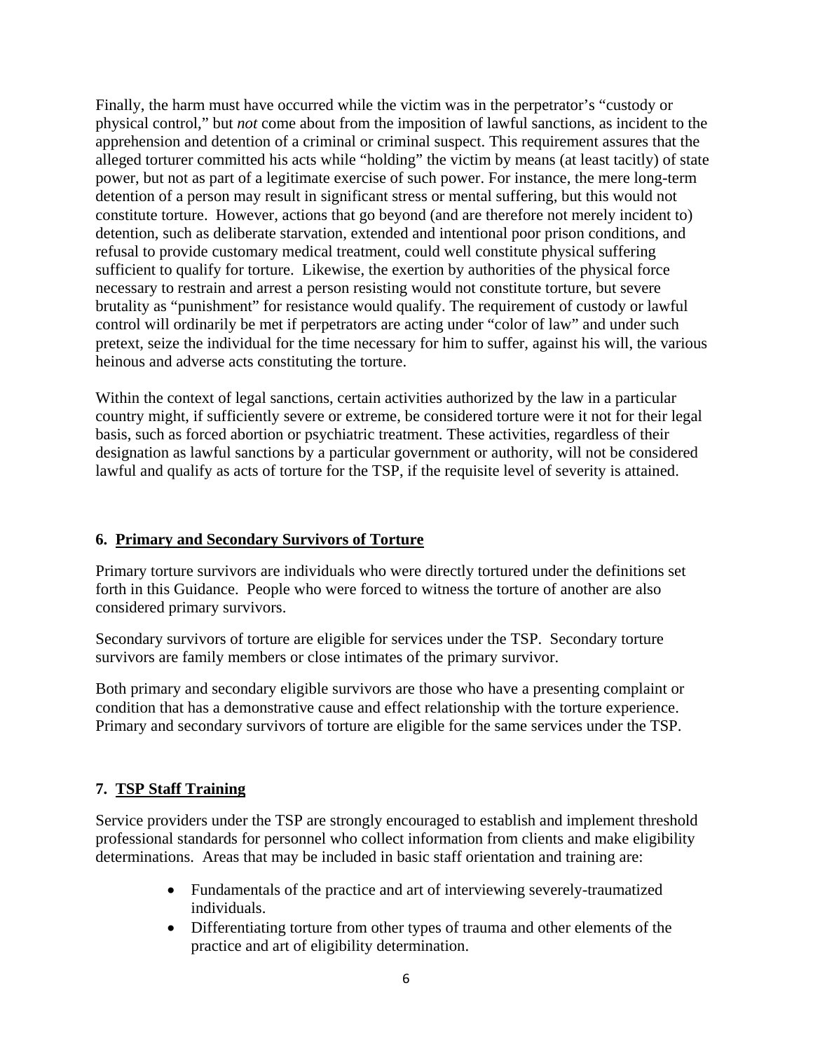Finally, the harm must have occurred while the victim was in the perpetrator's "custody or physical control," but *not* come about from the imposition of lawful sanctions, as incident to the apprehension and detention of a criminal or criminal suspect. This requirement assures that the alleged torturer committed his acts while "holding" the victim by means (at least tacitly) of state power, but not as part of a legitimate exercise of such power. For instance, the mere long-term detention of a person may result in significant stress or mental suffering, but this would not constitute torture. However, actions that go beyond (and are therefore not merely incident to) detention, such as deliberate starvation, extended and intentional poor prison conditions, and refusal to provide customary medical treatment, could well constitute physical suffering sufficient to qualify for torture. Likewise, the exertion by authorities of the physical force necessary to restrain and arrest a person resisting would not constitute torture, but severe brutality as "punishment" for resistance would qualify. The requirement of custody or lawful control will ordinarily be met if perpetrators are acting under "color of law" and under such pretext, seize the individual for the time necessary for him to suffer, against his will, the various heinous and adverse acts constituting the torture.

Within the context of legal sanctions, certain activities authorized by the law in a particular country might, if sufficiently severe or extreme, be considered torture were it not for their legal basis, such as forced abortion or psychiatric treatment. These activities, regardless of their designation as lawful sanctions by a particular government or authority, will not be considered lawful and qualify as acts of torture for the TSP, if the requisite level of severity is attained.

## 6. Primary and Secondary Survivors of Torture

Primary torture survivors are individuals who were directly tortured under the definitions set forth in this Guidance. People who were forced to witness the torture of another are also considered primary survivors.

Secondary survivors of torture are eligible for services under the TSP. Secondary torture survivors are family members or close intimates of the primary survivor.

Both primary and secondary eligible survivors are those who have a presenting complaint or condition that has a demonstrative cause and effect relationship with the torture experience. Primary and secondary survivors of torture are eligible for the same services under the TSP.

## 7. TSP Staff Training

Service providers under the TSP are strongly encouraged to establish and implement threshold professional standards for personnel who collect information from clients and make eligibility determinations. Areas that may be included in basic staff orientation and training are:

- Fundamentals of the practice and art of interviewing severely-traumatized individuals.
- Differentiating torture from other types of trauma and other elements of the practice and art of eligibility determination.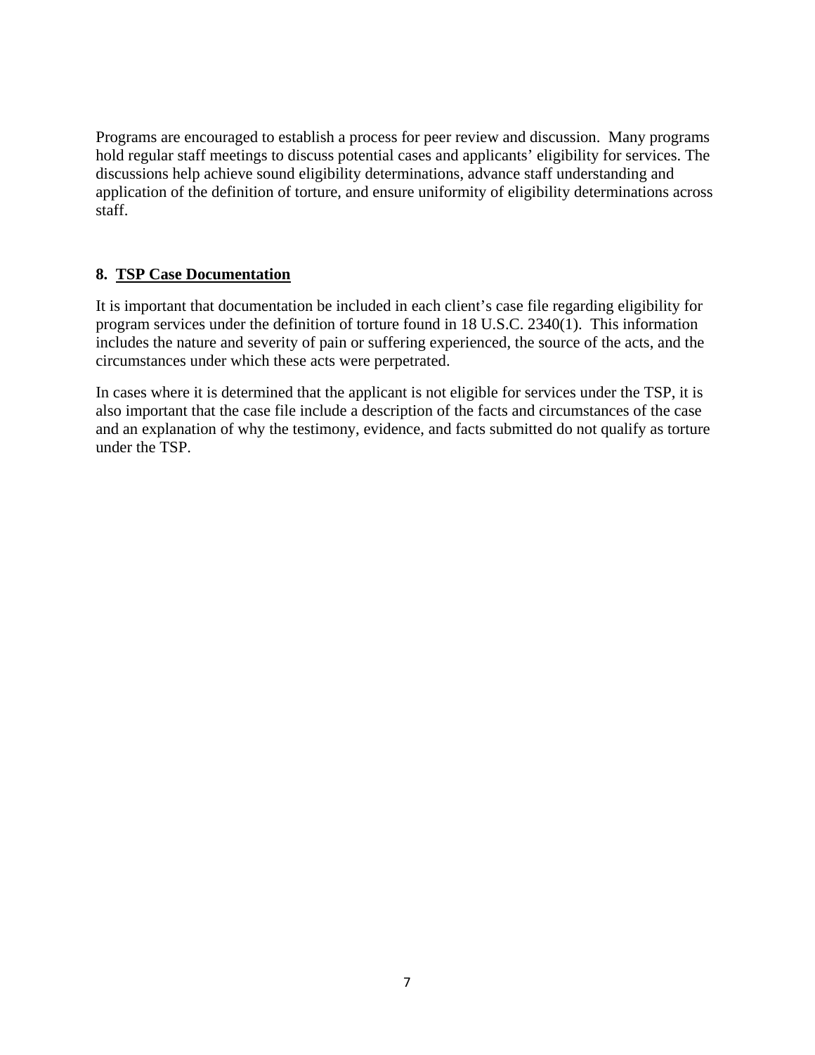Programs are encouraged to establish a process for peer review and discussion. Many programs hold regular staff meetings to discuss potential cases and applicants' eligibility for services. The discussions help achieve sound eligibility determinations, advance staff understanding and application of the definition of torture, and ensure uniformity of eligibility determinations across staff.

## 8. TSP Case Documentation

It is important that documentation be included in each client's case file regarding eligibility for program services under the definition of torture found in 18 U.S.C. 2340(1). This information includes the nature and severity of pain or suffering experienced, the source of the acts, and the circumstances under which these acts were perpetrated.

In cases where it is determined that the applicant is not eligible for services under the TSP, it is also important that the case file include a description of the facts and circumstances of the case and an explanation of why the testimony, evidence, and facts submitted do not qualify as torture under the TSP.